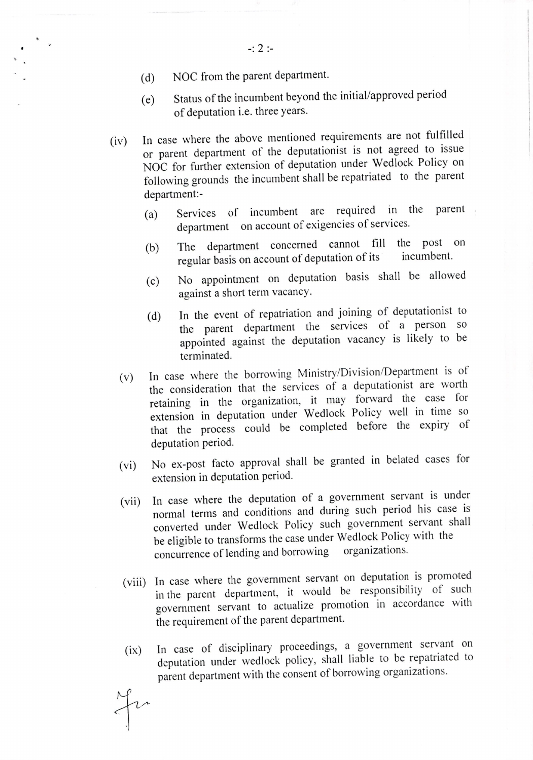(d) NOC from the parent department.

(e) Status of the incumbent beyond the initial/approved period of deputation i.e. three years.

(iv) In case where the above mentioned requirements are not fulfilled or parent department of the deputationist is not agreed to issue NOC for further extension of deputation under Wedlock Policy on following grounds the incumbent shall be repatriated to the parent department:-

(a) Services of incumbent are required in the parent department on account of exigencies of services.

(b) The department concerned cannot fill the post on regular basis on account of deputation of its incumbent.

(c) No appointment on deputation basis shall be allowed against a short term vacancy.

(d) In the event of repatriation and joining of deputationist to the parent department the services of a person so appointed against the deputation vacancy is likely to be terminated.

(v) In case where the borrowing Ministry/Division/Department is of the consideration that the services of a deputationist are worth retaining in the organization, it may forward the case for extension in deputation under Wedlock Policy well in time so that the process could be completed before the expiry of deputation period.

(vi) No ex-post facto approval shall be granted in belated cases for extension in deputation period.

(vii) In case where the deputation of a government servant is under normal terms and conditions and during such period his case is converted under Wedlock Policy such government servant shall be eligible to transforms the case under Wedlock Policy with the concurrence of lending and borrowing organizations.

(viii) In case where the government servant on deputation is promoted in the parent department, it would be responsibility of such government servant to actualize promotion in accordance with the requirement of the parent department.

(ix) In case of disciplinary proceedings, a government servant on deputation under wedlock policy, shall liable to be repatriated to parent department with the consent of borrowing organizations.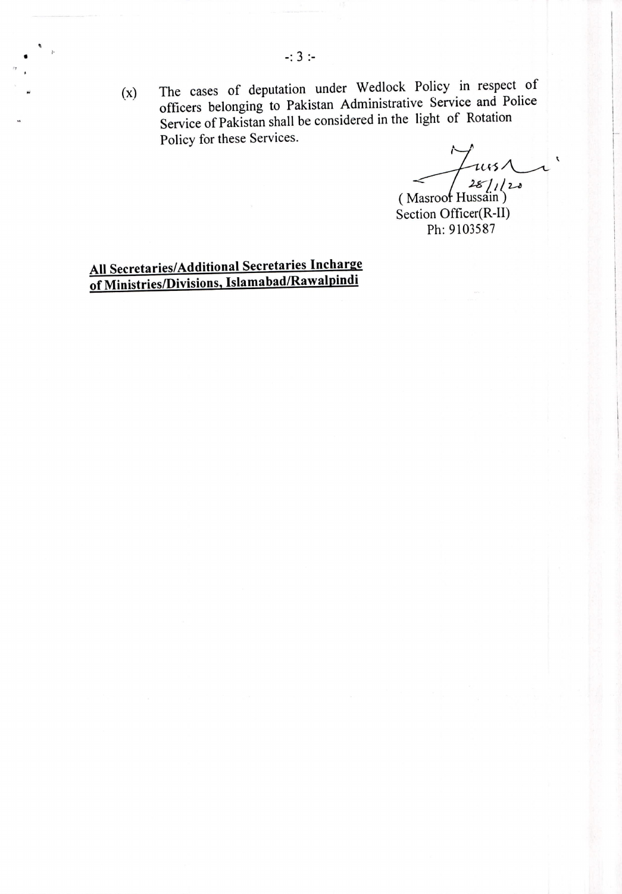(x) The cases of deputation under Wedlock Policy in respect of officers belonging to Pakistan Administrative Service and Police Service of Pakistan shall be considered in the light of Rotation Policy for these Services.

28/1/20

( Masroor Hussain )
Section Officer(R-II)
Ph: 9103587

**<u>All Secretaries/Additional Secretaries Incharge of Ministries/Divisions, Islamabad/Rawalpindi</u>**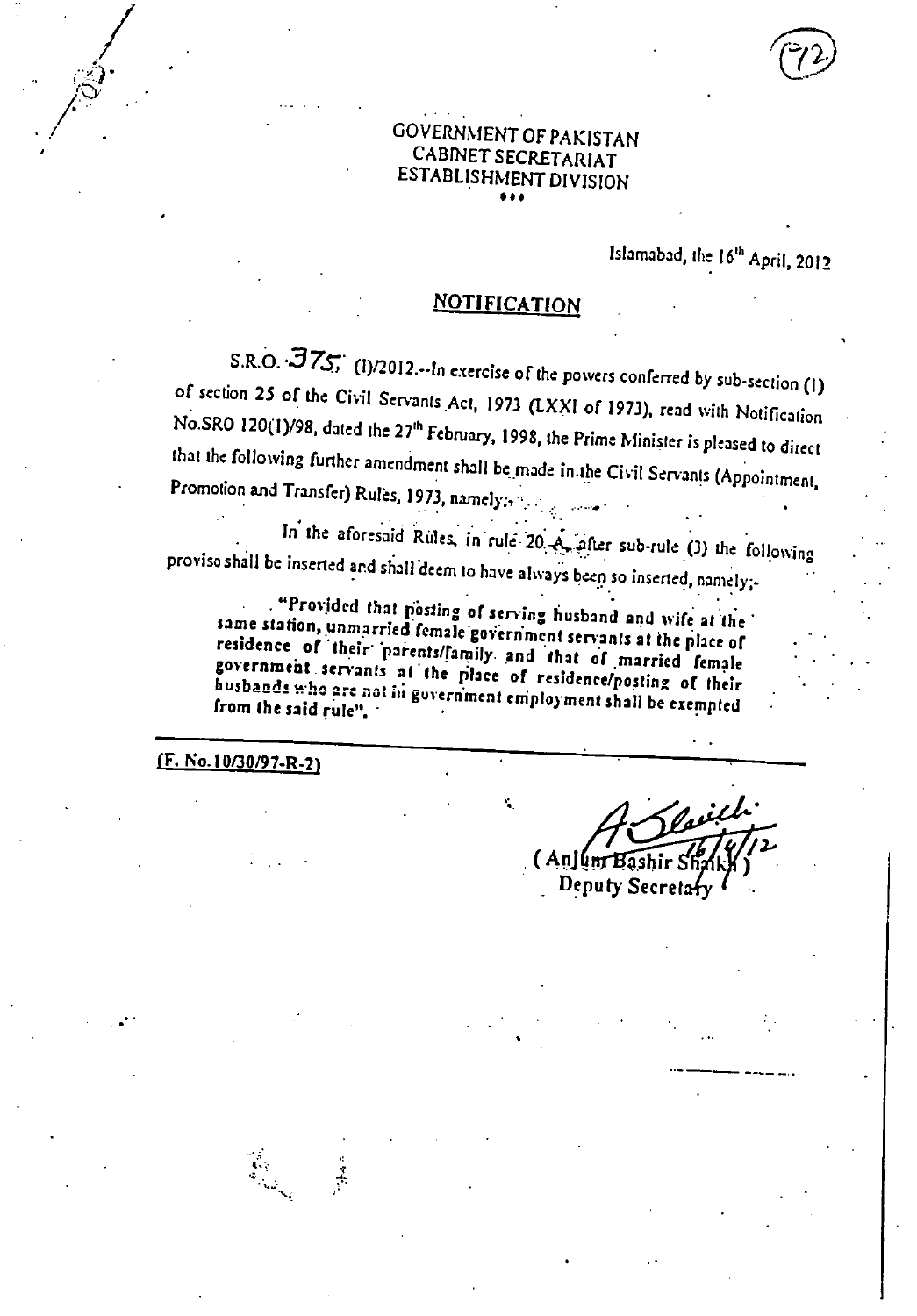GOVERNMENT OF PAKISTAN
CABINET SECRETARIAT
ESTABLISHMENT DIVISION

\*\*\*

Islamabad, the 16th April, 2012

## NOTIFICATION

S.R.O. 375 (I)/2012.--In exercise of the powers conferred by sub-section (1) of section 25 of the Civil Servants Act, 1973 (LXXI of 1973), read with Notification No.SRO 120(1)/98, dated the 27th February, 1998, the Prime Minister is pleased to direct that the following further amendment shall be made in the Civil Servants (Appointment, Promotion and Transfer) Rules, 1973, namely:-

In the aforesaid Rules, in rule 20-A, after sub-rule (3) the following proviso shall be inserted and shall deem to have always been so inserted, namely:-

> "Provided that posting of serving husband and wife at the same station, unmarried female government servants at the place of residence of their parents/family and that of married female government servants at the place of residence/posting of their husbands who are not in government employment shall be exempted from the said rule".

(F. No.10/30/97-R-2)

(Anjum Bashir Shaikh)
Deputy Secretary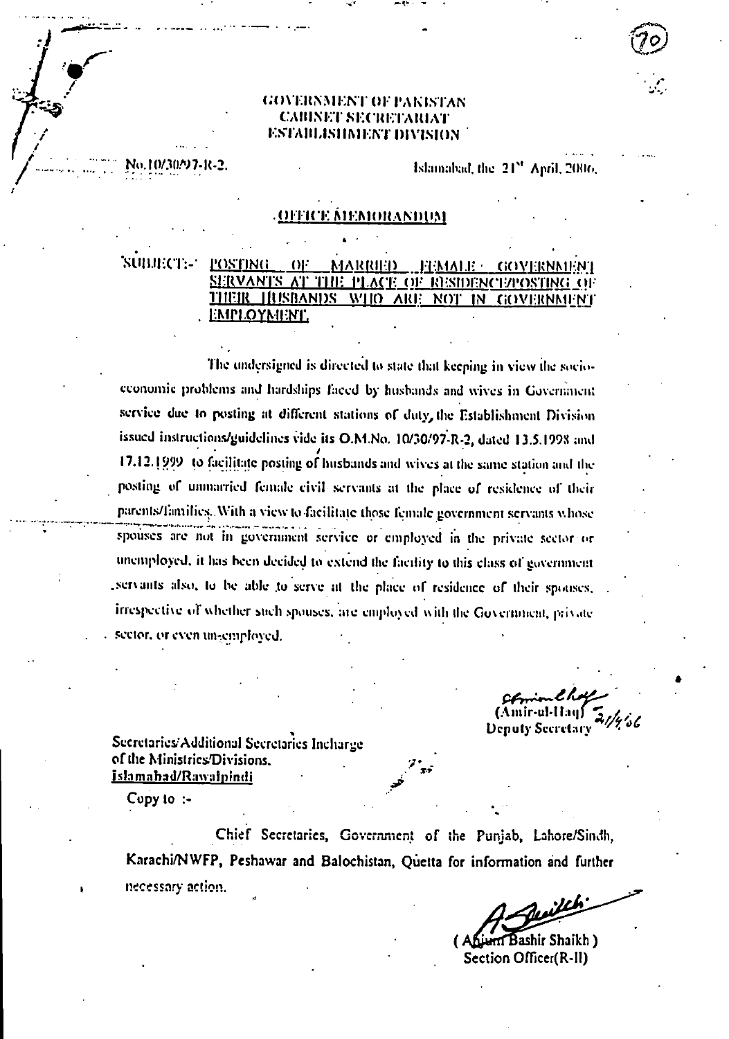**GOVERNMENT OF PAKISTAN**
**CABINET SECRETARIAT**
**ESTABLISHMENT DIVISION**

No.10/30/97-R-2. Islamabad, the 21st April, 2006.

**OFFICE MEMORANDUM**

SUBJECT:- **POSTING OF MARRIED FEMALE GOVERNMENT SERVANTS AT THE PLACE OF RESIDENCE/POSTING OF THEIR HUSBANDS WHO ARE NOT IN GOVERNMENT EMPLOYMENT.**

The undersigned is directed to state that keeping in view the socio-economic problems and hardships faced by husbands and wives in Government service due to posting at different stations of duty, the Establishment Division issued instructions/guidelines vide its O.M.No. 10/30/97-R-2, dated 13.5.1998 and 17.12.1999 to facilitate posting of husbands and wives at the same station and the posting of unmarried female civil servants at the place of residence of their parents/families. With a view to facilitate those female government servants whose spouses are not in government service or employed in the private sector or unemployed, it has been decided to extend the facility to this class of government servants also, to be able to serve at the place of residence of their spouses, irrespective of whether such spouses, are employed with the Government, private sector, or even un-employed.

(Amir-ul-Haq) 21/4/06
Deputy Secretary

Secretaries/Additional Secretaries Incharge of the Ministries/Divisions.
Islamabad/Rawalpindi

Copy to :-

Chief Secretaries, Government of the Punjab, Lahore/Sindh, Karachi/NWFP, Peshawar and Balochistan, Quetta for information and further necessary action.

( Anjum Bashir Shaikh )
Section Officer(R-II)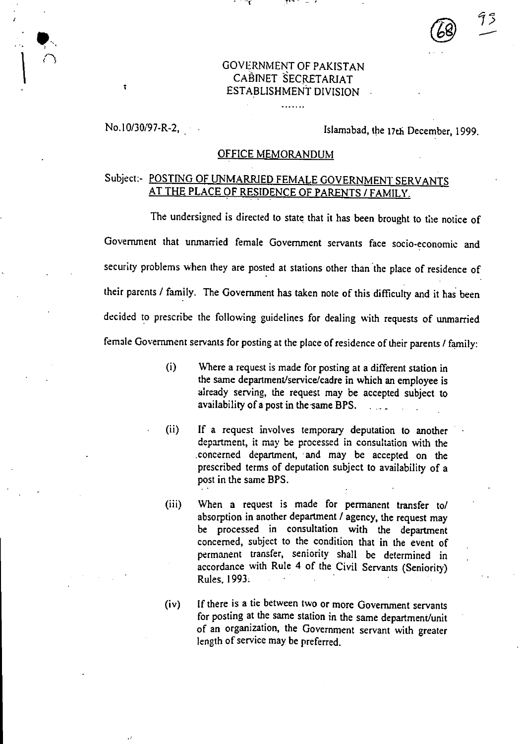GOVERNMENT OF PAKISTAN
CABINET SECRETARIAT
ESTABLISHMENT DIVISION

No.10/30/97-R-2, Islamabad, the 17th December, 1999.

## OFFICE MEMORANDUM

Subject:- POSTING OF UNMARRIED FEMALE GOVERNMENT SERVANTS AT THE PLACE OF RESIDENCE OF PARENTS / FAMILY.

The undersigned is directed to state that it has been brought to the notice of Government that unmarried female Government servants face socio-economic and security problems when they are posted at stations other than the place of residence of their parents / family. The Government has taken note of this difficulty and it has been decided to prescribe the following guidelines for dealing with requests of unmarried female Government servants for posting at the place of residence of their parents / family:

(i) Where a request is made for posting at a different station in the same department/service/cadre in which an employee is already serving, the request may be accepted subject to availability of a post in the same BPS.

(ii) If a request involves temporary deputation to another department, it may be processed in consultation with the concerned department, and may be accepted on the prescribed terms of deputation subject to availability of a post in the same BPS.

(iii) When a request is made for permanent transfer to/ absorption in another department / agency, the request may be processed in consultation with the department concerned, subject to the condition that in the event of permanent transfer, seniority shall be determined in accordance with Rule 4 of the Civil Servants (Seniority) Rules, 1993.

(iv) If there is a tie between two or more Government servants for posting at the same station in the same department/unit of an organization, the Government servant with greater length of service may be preferred.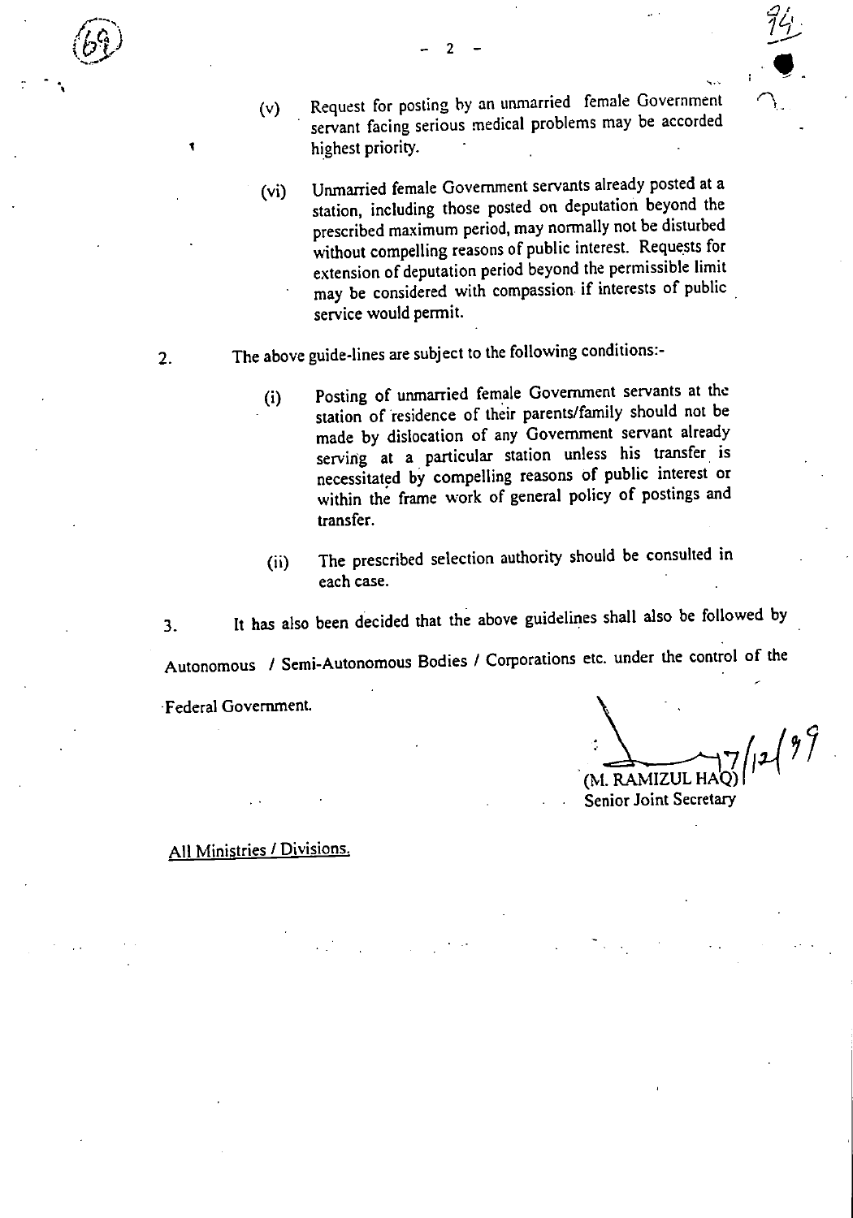(v) Request for posting by an unmarried female Government servant facing serious medical problems may be accorded highest priority.

(vi) Unmarried female Government servants already posted at a station, including those posted on deputation beyond the prescribed maximum period, may normally not be disturbed without compelling reasons of public interest. Requests for extension of deputation period beyond the permissible limit may be considered with compassion if interests of public service would permit.

2. The above guide-lines are subject to the following conditions:-

(i) Posting of unmarried female Government servants at the station of residence of their parents/family should not be made by dislocation of any Government servant already serving at a particular station unless his transfer is necessitated by compelling reasons of public interest or within the frame work of general policy of postings and transfer.

(ii) The prescribed selection authority should be consulted in each case.

3. It has also been decided that the above guidelines shall also be followed by Autonomous / Semi-Autonomous Bodies / Corporations etc. under the control of the Federal Government.

7/12/99

(M. RAMIZUL HAQ)
Senior Joint Secretary

All Ministries / Divisions.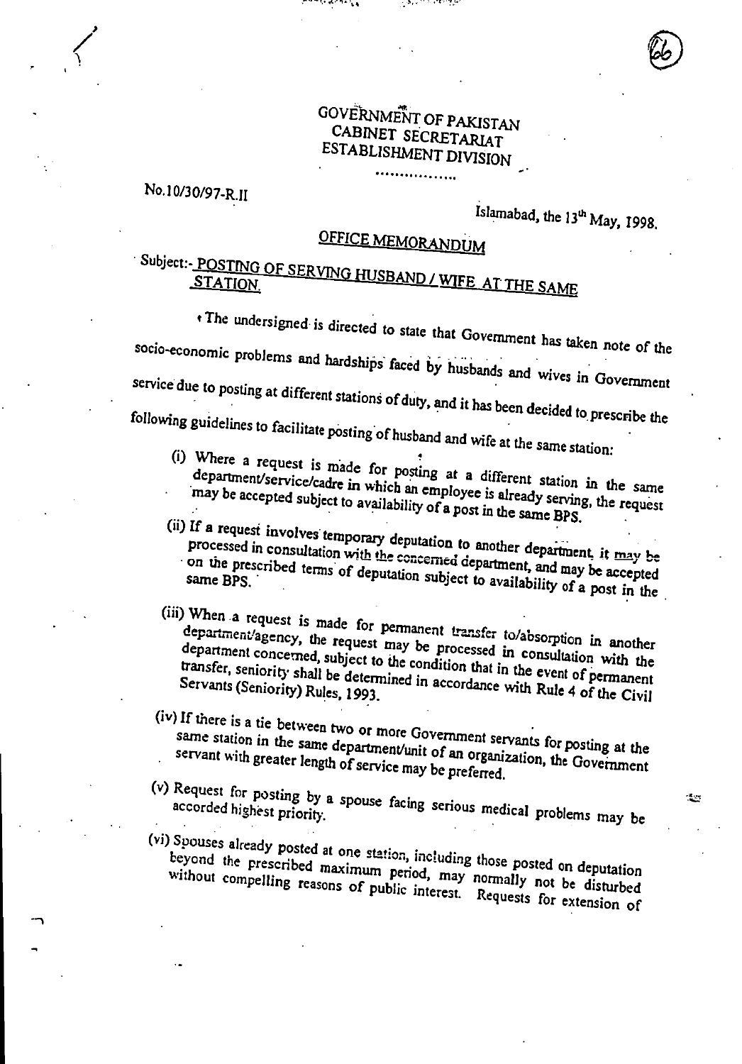GOVERNMENT OF PAKISTAN
CABINET SECRETARIAT
ESTABLISHMENT DIVISION

.................

No.10/30/97-R.II

Islamabad, the 13th May, 1998.

## OFFICE MEMORANDUM

Subject:- POSTING OF SERVING HUSBAND / WIFE AT THE SAME STATION.

The undersigned is directed to state that Government has taken note of the socio-economic problems and hardships faced by husbands and wives in Government service due to posting at different stations of duty, and it has been decided to prescribe the following guidelines to facilitate posting of husband and wife at the same station:

(i) Where a request is made for posting at a different station in the same department/service/cadre in which an employee is already serving, the request may be accepted subject to availability of a post in the same BPS.

(ii) If a request involves temporary deputation to another department, it may be processed in consultation with the concerned department, and may be accepted on the prescribed terms of deputation subject to availability of a post in the same BPS.

(iii) When a request is made for permanent transfer to/absorption in another department/agency, the request may be processed in consultation with the department concerned, subject to the condition that in the event of permanent transfer, seniority shall be determined in accordance with Rule 4 of the Civil Servants (Seniority) Rules, 1993.

(iv) If there is a tie between two or more Government servants for posting at the same station in the same department/unit of an organization, the Government servant with greater length of service may be preferred.

(v) Request for posting by a spouse facing serious medical problems may be accorded highest priority.

(vi) Spouses already posted at one station, including those posted on deputation beyond the prescribed maximum period, may normally not be disturbed without compelling reasons of public interest. Requests for extension of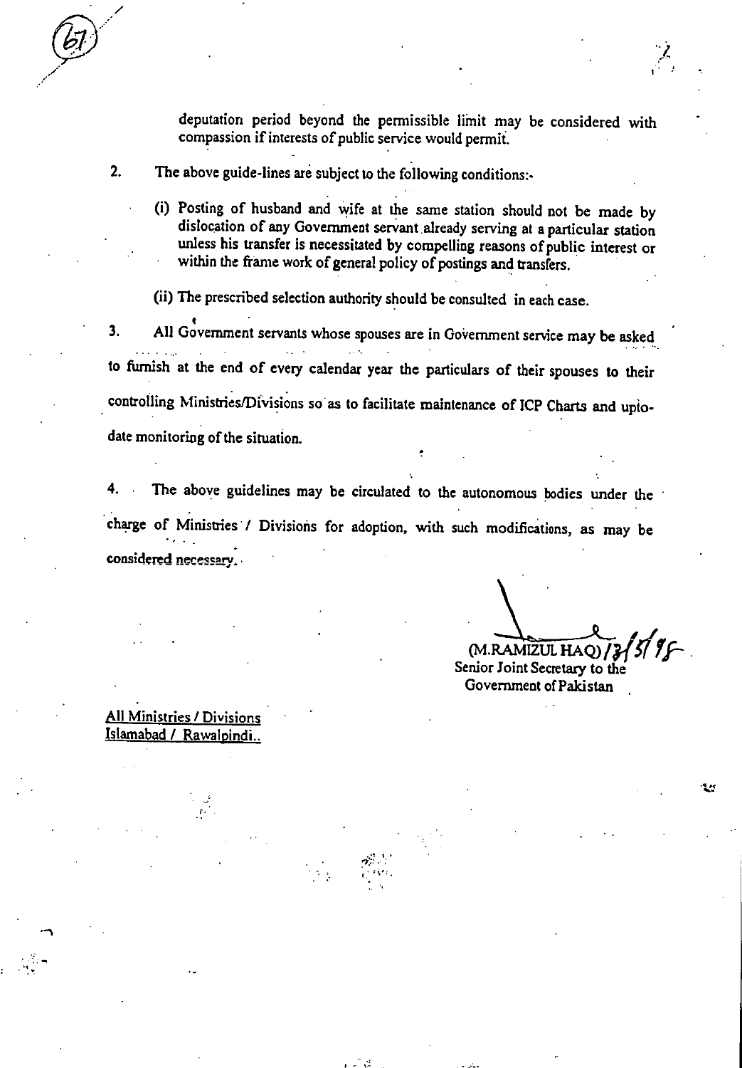deputation period beyond the permissible limit may be considered with compassion if interests of public service would permit.

2. The above guide-lines are subject to the following conditions:-

   (i) Posting of husband and wife at the same station should not be made by dislocation of any Government servant already serving at a particular station unless his transfer is necessitated by compelling reasons of public interest or within the frame work of general policy of postings and transfers.

   (ii) The prescribed selection authority should be consulted in each case.

3. All Government servants whose spouses are in Government service may be asked to furnish at the end of every calendar year the particulars of their spouses to their controlling Ministries/Divisions so as to facilitate maintenance of ICP Charts and upto-date monitoring of the situation.

4. The above guidelines may be circulated to the autonomous bodies under the charge of Ministries / Divisions for adoption, with such modifications, as may be considered necessary.

(M.RAMIZUL HAQ) 13/5/95
Senior Joint Secretary to the
Government of Pakistan

All Ministries / Divisions
Islamabad / Rawalpindi..